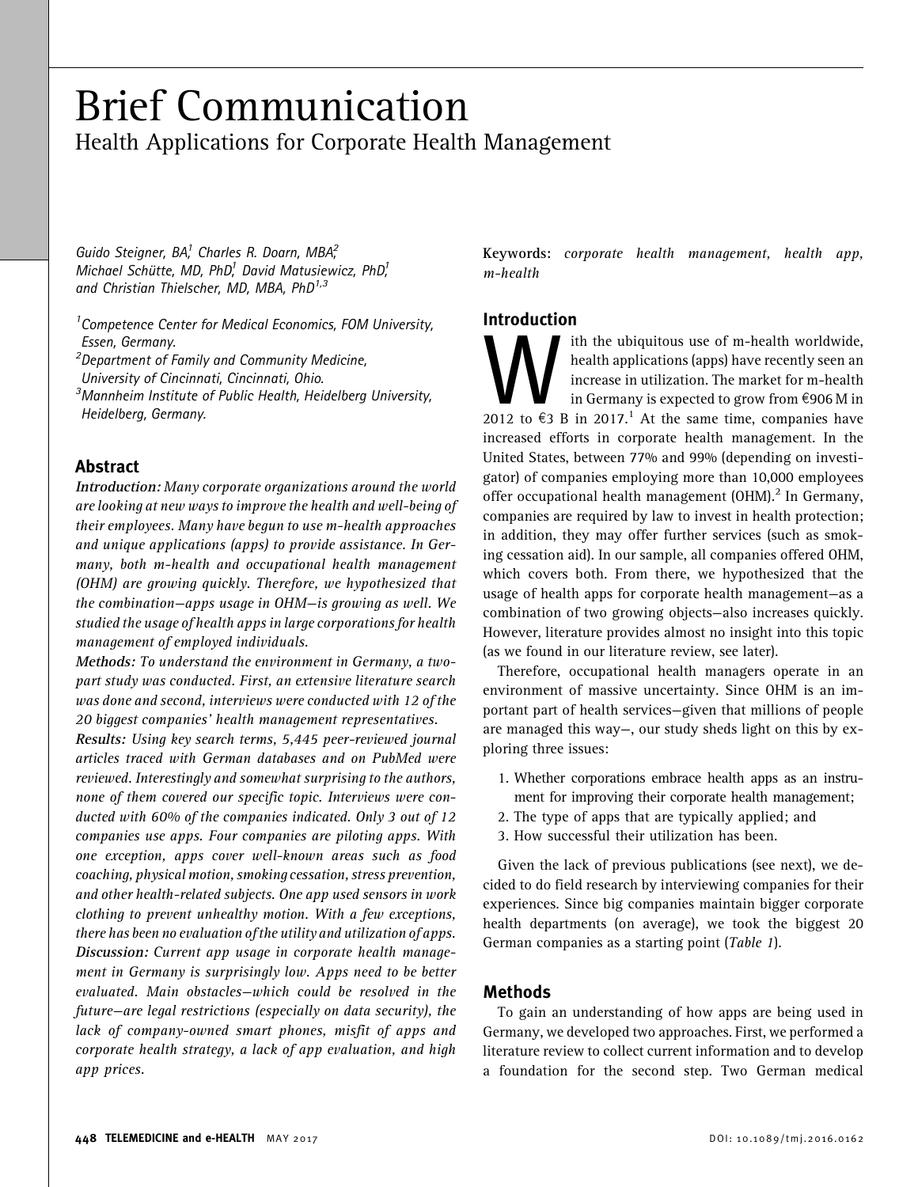# Brief Communication

## Health Applications for Corporate Health Management

*Guido Steigner, BA,[1] Charles R. Doarn, MBA,[2] Michael Schütte, MD, PhD,[1] David Matusiewicz, PhD,[1] and Christian Thielscher, MD, MBA, PhD[1,3]*

*[1]Competence Center for Medical Economics, FOM University, Essen, Germany.*
*[2]Department of Family and Community Medicine, University of Cincinnati, Cincinnati, Ohio.*
*[3]Mannheim Institute of Public Health, Heidelberg University, Heidelberg, Germany.*

### Abstract

***Introduction:*** *Many corporate organizations around the world are looking at new ways to improve the health and well-being of their employees. Many have begun to use m-health approaches and unique applications (apps) to provide assistance. In Germany, both m-health and occupational health management (OHM) are growing quickly. Therefore, we hypothesized that the combination—apps usage in OHM—is growing as well. We studied the usage of health apps in large corporations for health management of employed individuals.*

***Methods:*** *To understand the environment in Germany, a two-part study was conducted. First, an extensive literature search was done and second, interviews were conducted with 12 of the 20 biggest companies' health management representatives.*

***Results:*** *Using key search terms, 5,445 peer-reviewed journal articles traced with German databases and on PubMed were reviewed. Interestingly and somewhat surprising to the authors, none of them covered our specific topic. Interviews were conducted with 60% of the companies indicated. Only 3 out of 12 companies use apps. Four companies are piloting apps. With one exception, apps cover well-known areas such as food coaching, physical motion, smoking cessation, stress prevention, and other health-related subjects. One app used sensors in work clothing to prevent unhealthy motion. With a few exceptions, there has been no evaluation of the utility and utilization of apps.*

***Discussion:*** *Current app usage in corporate health management in Germany is surprisingly low. Apps need to be better evaluated. Main obstacles—which could be resolved in the future—are legal restrictions (especially on data security), the lack of company-owned smart phones, misfit of apps and corporate health strategy, a lack of app evaluation, and high app prices.*

**Keywords:** *corporate health management, health app, m-health*

### Introduction

With the ubiquitous use of m-health worldwide, health applications (apps) have recently seen an increase in utilization. The market for m-health in Germany is expected to grow from €906 M in 2012 to €3 B in 2017.[1] At the same time, companies have increased efforts in corporate health management. In the United States, between 77% and 99% (depending on investigator) of companies employing more than 10,000 employees offer occupational health management (OHM).[2] In Germany, companies are required by law to invest in health protection; in addition, they may offer further services (such as smoking cessation aid). In our sample, all companies offered OHM, which covers both. From there, we hypothesized that the usage of health apps for corporate health management—as a combination of two growing objects—also increases quickly. However, literature provides almost no insight into this topic (as we found in our literature review, see later).

Therefore, occupational health managers operate in an environment of massive uncertainty. Since OHM is an important part of health services—given that millions of people are managed this way—, our study sheds light on this by exploring three issues:

1. Whether corporations embrace health apps as an instrument for improving their corporate health management;
2. The type of apps that are typically applied; and
3. How successful their utilization has been.

Given the lack of previous publications (see next), we decided to do field research by interviewing companies for their experiences. Since big companies maintain bigger corporate health departments (on average), we took the biggest 20 German companies as a starting point (*Table 1*).

### Methods

To gain an understanding of how apps are being used in Germany, we developed two approaches. First, we performed a literature review to collect current information and to develop a foundation for the second step. Two German medical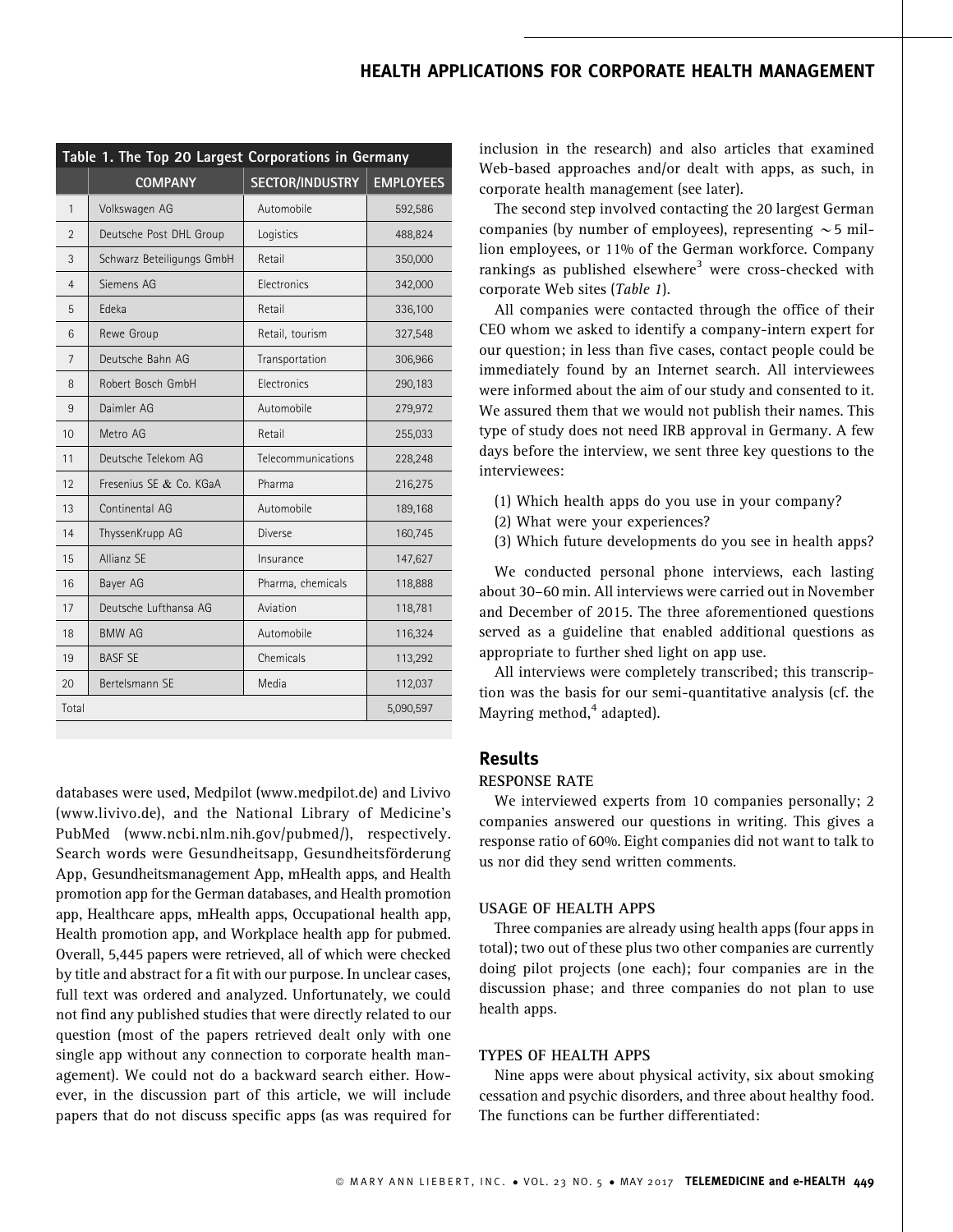Table 1. The Top 20 Largest Corporations in Germany

| | COMPANY | SECTOR/INDUSTRY | EMPLOYEES |
|---|---|---|---|
| 1 | Volkswagen AG | Automobile | 592,586 |
| 2 | Deutsche Post DHL Group | Logistics | 488,824 |
| 3 | Schwarz Beteiligungs GmbH | Retail | 350,000 |
| 4 | Siemens AG | Electronics | 342,000 |
| 5 | Edeka | Retail | 336,100 |
| 6 | Rewe Group | Retail, tourism | 327,548 |
| 7 | Deutsche Bahn AG | Transportation | 306,966 |
| 8 | Robert Bosch GmbH | Electronics | 290,183 |
| 9 | Daimler AG | Automobile | 279,972 |
| 10 | Metro AG | Retail | 255,033 |
| 11 | Deutsche Telekom AG | Telecommunications | 228,248 |
| 12 | Fresenius SE & Co. KGaA | Pharma | 216,275 |
| 13 | Continental AG | Automobile | 189,168 |
| 14 | ThyssenKrupp AG | Diverse | 160,745 |
| 15 | Allianz SE | Insurance | 147,627 |
| 16 | Bayer AG | Pharma, chemicals | 118,888 |
| 17 | Deutsche Lufthansa AG | Aviation | 118,781 |
| 18 | BMW AG | Automobile | 116,324 |
| 19 | BASF SE | Chemicals | 113,292 |
| 20 | Bertelsmann SE | Media | 112,037 |
| Total | | | 5,090,597 |

databases were used, Medpilot (www.medpilot.de) and Livivo (www.livivo.de), and the National Library of Medicine's PubMed (www.ncbi.nlm.nih.gov/pubmed/), respectively. Search words were Gesundheitsapp, Gesundheitsförderung App, Gesundheitsmanagement App, mHealth apps, and Health promotion app for the German databases, and Health promotion app, Healthcare apps, mHealth apps, Occupational health app, Health promotion app, and Workplace health app for pubmed. Overall, 5,445 papers were retrieved, all of which were checked by title and abstract for a fit with our purpose. In unclear cases, full text was ordered and analyzed. Unfortunately, we could not find any published studies that were directly related to our question (most of the papers retrieved dealt only with one single app without any connection to corporate health management). We could not do a backward search either. However, in the discussion part of this article, we will include papers that do not discuss specific apps (as was required for inclusion in the research) and also articles that examined Web-based approaches and/or dealt with apps, as such, in corporate health management (see later).

The second step involved contacting the 20 largest German companies (by number of employees), representing $\sim$5 million employees, or 11% of the German workforce. Company rankings as published elsewhere[3] were cross-checked with corporate Web sites (*Table 1*).

All companies were contacted through the office of their CEO whom we asked to identify a company-intern expert for our question; in less than five cases, contact people could be immediately found by an Internet search. All interviewees were informed about the aim of our study and consented to it. We assured them that we would not publish their names. This type of study does not need IRB approval in Germany. A few days before the interview, we sent three key questions to the interviewees:

(1) Which health apps do you use in your company?
(2) What were your experiences?
(3) Which future developments do you see in health apps?

We conducted personal phone interviews, each lasting about 30–60 min. All interviews were carried out in November and December of 2015. The three aforementioned questions served as a guideline that enabled additional questions as appropriate to further shed light on app use.

All interviews were completely transcribed; this transcription was the basis for our semi-quantitative analysis (cf. the Mayring method,[4] adapted).

## Results

### RESPONSE RATE

We interviewed experts from 10 companies personally; 2 companies answered our questions in writing. This gives a response ratio of 60%. Eight companies did not want to talk to us nor did they send written comments.

### USAGE OF HEALTH APPS

Three companies are already using health apps (four apps in total); two out of these plus two other companies are currently doing pilot projects (one each); four companies are in the discussion phase; and three companies do not plan to use health apps.

### TYPES OF HEALTH APPS

Nine apps were about physical activity, six about smoking cessation and psychic disorders, and three about healthy food. The functions can be further differentiated: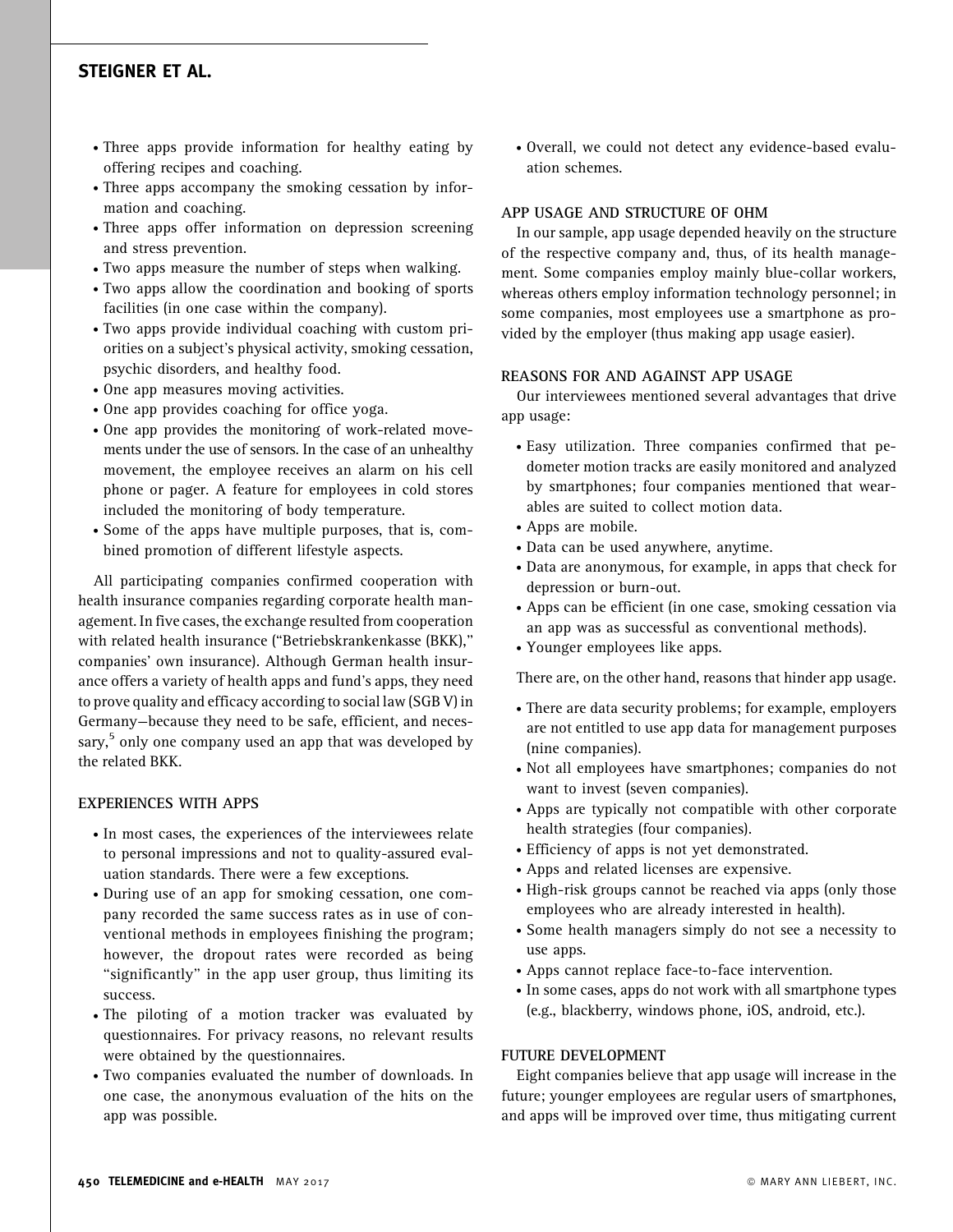- Three apps provide information for healthy eating by offering recipes and coaching.
- Three apps accompany the smoking cessation by information and coaching.
- Three apps offer information on depression screening and stress prevention.
- Two apps measure the number of steps when walking.
- Two apps allow the coordination and booking of sports facilities (in one case within the company).
- Two apps provide individual coaching with custom priorities on a subject's physical activity, smoking cessation, psychic disorders, and healthy food.
- One app measures moving activities.
- One app provides coaching for office yoga.
- One app provides the monitoring of work-related movements under the use of sensors. In the case of an unhealthy movement, the employee receives an alarm on his cell phone or pager. A feature for employees in cold stores included the monitoring of body temperature.
- Some of the apps have multiple purposes, that is, combined promotion of different lifestyle aspects.

All participating companies confirmed cooperation with health insurance companies regarding corporate health management. In five cases, the exchange resulted from cooperation with related health insurance ("Betriebskrankenkasse (BKK)," companies' own insurance). Although German health insurance offers a variety of health apps and fund's apps, they need to prove quality and efficacy according to social law (SGB V) in Germany—because they need to be safe, efficient, and necessary,[5] only one company used an app that was developed by the related BKK.

### EXPERIENCES WITH APPS

- In most cases, the experiences of the interviewees relate to personal impressions and not to quality-assured evaluation standards. There were a few exceptions.
- During use of an app for smoking cessation, one company recorded the same success rates as in use of conventional methods in employees finishing the program; however, the dropout rates were recorded as being "significantly" in the app user group, thus limiting its success.
- The piloting of a motion tracker was evaluated by questionnaires. For privacy reasons, no relevant results were obtained by the questionnaires.
- Two companies evaluated the number of downloads. In one case, the anonymous evaluation of the hits on the app was possible.
- Overall, we could not detect any evidence-based evaluation schemes.

### APP USAGE AND STRUCTURE OF OHM

In our sample, app usage depended heavily on the structure of the respective company and, thus, of its health management. Some companies employ mainly blue-collar workers, whereas others employ information technology personnel; in some companies, most employees use a smartphone as provided by the employer (thus making app usage easier).

### REASONS FOR AND AGAINST APP USAGE

Our interviewees mentioned several advantages that drive app usage:

- Easy utilization. Three companies confirmed that pedometer motion tracks are easily monitored and analyzed by smartphones; four companies mentioned that wearables are suited to collect motion data.
- Apps are mobile.
- Data can be used anywhere, anytime.
- Data are anonymous, for example, in apps that check for depression or burn-out.
- Apps can be efficient (in one case, smoking cessation via an app was as successful as conventional methods).
- Younger employees like apps.

There are, on the other hand, reasons that hinder app usage.

- There are data security problems; for example, employers are not entitled to use app data for management purposes (nine companies).
- Not all employees have smartphones; companies do not want to invest (seven companies).
- Apps are typically not compatible with other corporate health strategies (four companies).
- Efficiency of apps is not yet demonstrated.
- Apps and related licenses are expensive.
- High-risk groups cannot be reached via apps (only those employees who are already interested in health).
- Some health managers simply do not see a necessity to use apps.
- Apps cannot replace face-to-face intervention.
- In some cases, apps do not work with all smartphone types (e.g., blackberry, windows phone, iOS, android, etc.).

### FUTURE DEVELOPMENT

Eight companies believe that app usage will increase in the future; younger employees are regular users of smartphones, and apps will be improved over time, thus mitigating current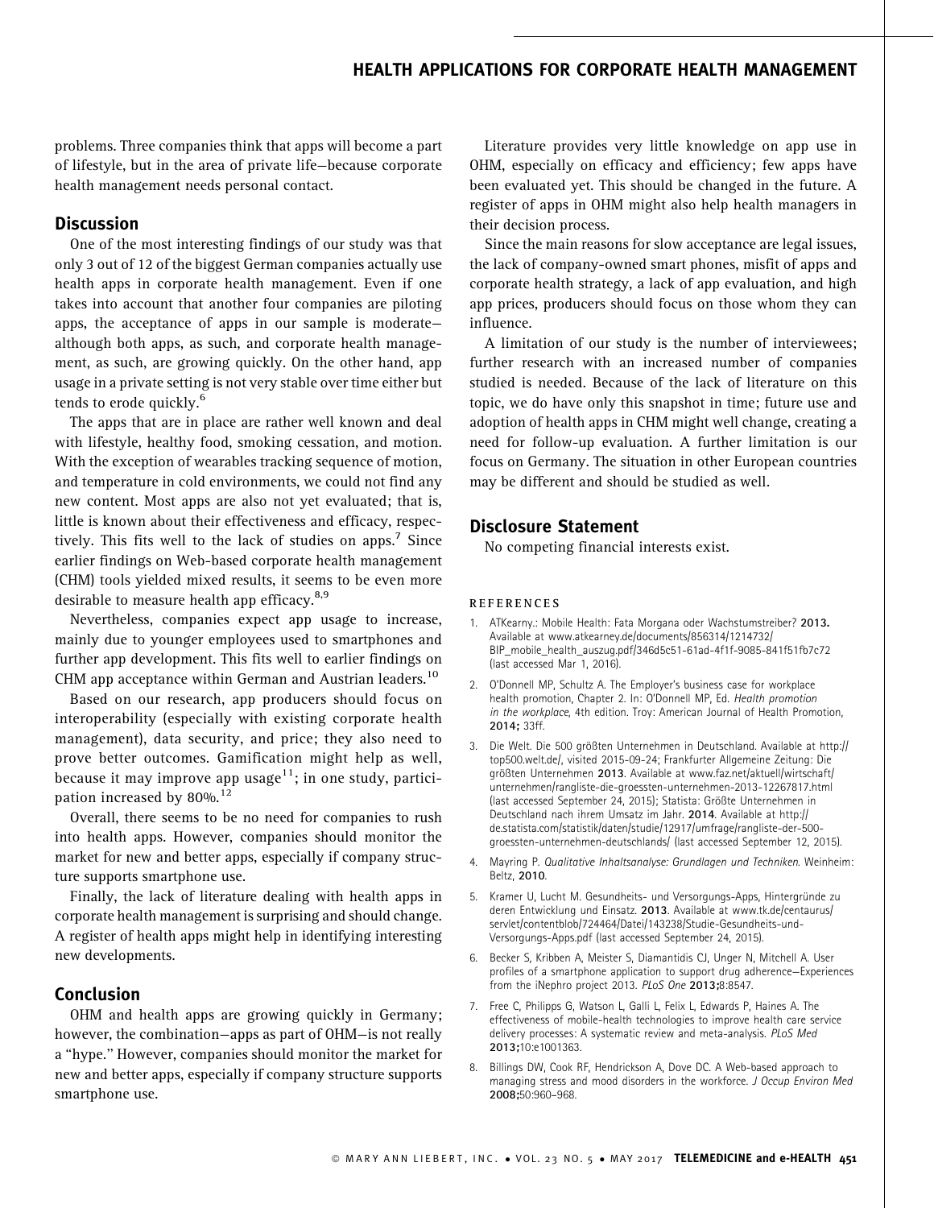problems. Three companies think that apps will become a part of lifestyle, but in the area of private life—because corporate health management needs personal contact.

## Discussion

One of the most interesting findings of our study was that only 3 out of 12 of the biggest German companies actually use health apps in corporate health management. Even if one takes into account that another four companies are piloting apps, the acceptance of apps in our sample is moderate—although both apps, as such, and corporate health management, as such, are growing quickly. On the other hand, app usage in a private setting is not very stable over time either but tends to erode quickly.[6]

The apps that are in place are rather well known and deal with lifestyle, healthy food, smoking cessation, and motion. With the exception of wearables tracking sequence of motion, and temperature in cold environments, we could not find any new content. Most apps are also not yet evaluated; that is, little is known about their effectiveness and efficacy, respectively. This fits well to the lack of studies on apps.[7] Since earlier findings on Web-based corporate health management (CHM) tools yielded mixed results, it seems to be even more desirable to measure health app efficacy.[8,9]

Nevertheless, companies expect app usage to increase, mainly due to younger employees used to smartphones and further app development. This fits well to earlier findings on CHM app acceptance within German and Austrian leaders.[10]

Based on our research, app producers should focus on interoperability (especially with existing corporate health management), data security, and price; they also need to prove better outcomes. Gamification might help as well, because it may improve app usage[11]; in one study, participation increased by 80%.[12]

Overall, there seems to be no need for companies to rush into health apps. However, companies should monitor the market for new and better apps, especially if company structure supports smartphone use.

Finally, the lack of literature dealing with health apps in corporate health management is surprising and should change. A register of health apps might help in identifying interesting new developments.

## Conclusion

OHM and health apps are growing quickly in Germany; however, the combination—apps as part of OHM—is not really a "hype." However, companies should monitor the market for new and better apps, especially if company structure supports smartphone use.

Literature provides very little knowledge on app use in OHM, especially on efficacy and efficiency; few apps have been evaluated yet. This should be changed in the future. A register of apps in OHM might also help health managers in their decision process.

Since the main reasons for slow acceptance are legal issues, the lack of company-owned smart phones, misfit of apps and corporate health strategy, a lack of app evaluation, and high app prices, producers should focus on those whom they can influence.

A limitation of our study is the number of interviewees; further research with an increased number of companies studied is needed. Because of the lack of literature on this topic, we do have only this snapshot in time; future use and adoption of health apps in CHM might well change, creating a need for follow-up evaluation. A further limitation is our focus on Germany. The situation in other European countries may be different and should be studied as well.

## Disclosure Statement

No competing financial interests exist.

### REFERENCES

1. ATKearny.: Mobile Health: Fata Morgana oder Wachstumstreiber? **2013.** Available at www.atkearney.de/documents/856314/1214732/BIP_mobile_health_auszug.pdf/346d5c51-61ad-4f1f-9085-841f51fb7c72 (last accessed Mar 1, 2016).
2. O'Donnell MP, Schultz A. The Employer's business case for workplace health promotion, Chapter 2. In: O'Donnell MP, Ed. *Health promotion in the workplace*, 4th edition. Troy: American Journal of Health Promotion, **2014;** 33ff.
3. Die Welt. Die 500 größten Unternehmen in Deutschland. Available at http://top500.welt.de/, visited 2015-09-24; Frankfurter Allgemeine Zeitung: Die größten Unternehmen **2013**. Available at www.faz.net/aktuell/wirtschaft/unternehmen/rangliste-die-groessten-unternehmen-2013-12267817.html (last accessed September 24, 2015); Statista: Größte Unternehmen in Deutschland nach ihrem Umsatz im Jahr. **2014**. Available at http://de.statista.com/statistik/daten/studie/12917/umfrage/rangliste-der-500-groessten-unternehmen-deutschlands/ (last accessed September 12, 2015).
4. Mayring P. *Qualitative Inhaltsanalyse: Grundlagen und Techniken*. Weinheim: Beltz, **2010**.
5. Kramer U, Lucht M. Gesundheits- und Versorgungs-Apps, Hintergründe zu deren Entwicklung und Einsatz. **2013**. Available at www.tk.de/centaurus/servlet/contentblob/724464/Datei/143238/Studie-Gesundheits-und-Versorgungs-Apps.pdf (last accessed September 24, 2015).
6. Becker S, Kribben A, Meister S, Diamantidis CJ, Unger N, Mitchell A. User profiles of a smartphone application to support drug adherence—Experiences from the iNephro project 2013. *PLoS One* **2013;**8:8547.
7. Free C, Philipps G, Watson L, Galli L, Felix L, Edwards P, Haines A. The effectiveness of mobile-health technologies to improve health care service delivery processes: A systematic review and meta-analysis. *PLoS Med* **2013;**10:e1001363.
8. Billings DW, Cook RF, Hendrickson A, Dove DC. A Web-based approach to managing stress and mood disorders in the workforce. *J Occup Environ Med* **2008;**50:960–968.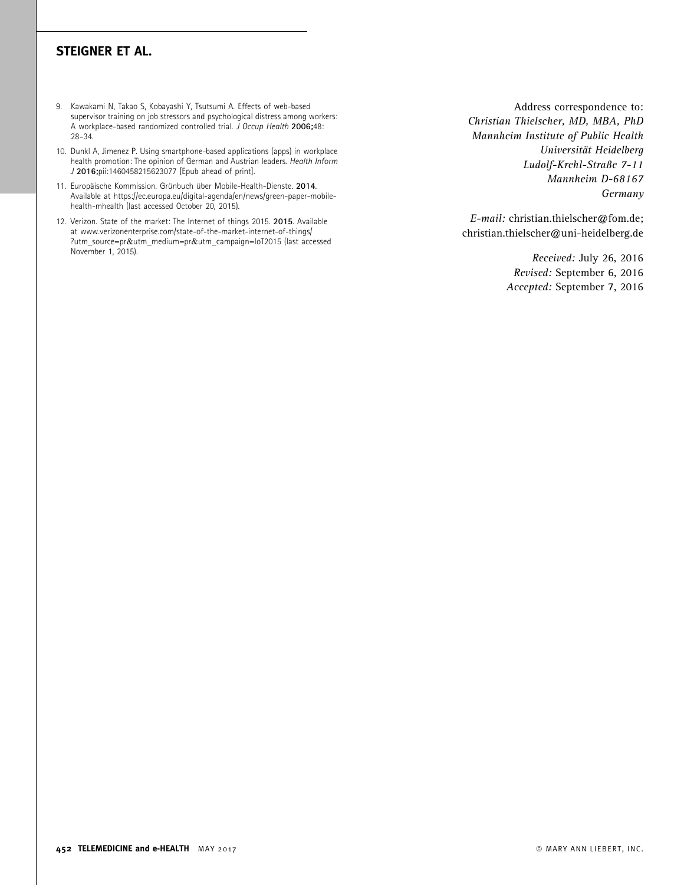9. Kawakami N, Takao S, Kobayashi Y, Tsutsumi A. Effects of web-based supervisor training on job stressors and psychological distress among workers: A workplace-based randomized controlled trial. *J Occup Health* **2006;**48: 28–34.

10. Dunkl A, Jimenez P. Using smartphone-based applications (apps) in workplace health promotion: The opinion of German and Austrian leaders. *Health Inform J* **2016;**pii:1460458215623077 [Epub ahead of print].

11. Europäische Kommission. Grünbuch über Mobile-Health-Dienste. **2014**. Available at https://ec.europa.eu/digital-agenda/en/news/green-paper-mobile-health-mhealth (last accessed October 20, 2015).

12. Verizon. State of the market: The Internet of things 2015. **2015**. Available at www.verizonenterprise.com/state-of-the-market-internet-of-things/?utm_source=pr&utm_medium=pr&utm_campaign=IoT2015 (last accessed November 1, 2015).

Address correspondence to:
*Christian Thielscher, MD, MBA, PhD*
*Mannheim Institute of Public Health*
*Universität Heidelberg*
*Ludolf-Krehl-Straße 7-11*
*Mannheim D-68167*
*Germany*

*E-mail:* christian.thielscher@fom.de; christian.thielscher@uni-heidelberg.de

*Received:* July 26, 2016
*Revised:* September 6, 2016
*Accepted:* September 7, 2016